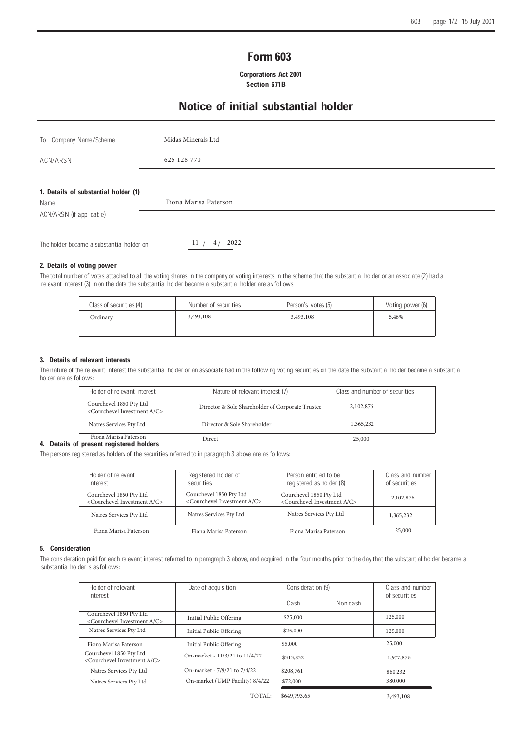# Form 603

**Corporations Act 2001**
**Section 671B**

## Notice of initial substantial holder

| | |
|---|---|
| To Company Name/Scheme | Midas Minerals Ltd |
| ACN/ARSN | 625 128 770 |

### 1. Details of substantial holder (1)

| | |
|---|---|
| Name | Fiona Marisa Paterson |
| ACN/ARSN (if applicable) | |

The holder became a substantial holder on 11 / 4 / 2022

### 2. Details of voting power

The total number of votes attached to all the voting shares in the company or voting interests in the scheme that the substantial holder or an associate (2) had a relevant interest (3) in on the date the substantial holder became a substantial holder are as follows:

| Class of securities (4) | Number of securities | Person's votes (5) | Voting power (6) |
|---|---|---|---|
| Ordinary | 3,493,108 | 3,493,108 | 5.46% |
| | | | |

### 3. Details of relevant interests

The nature of the relevant interest the substantial holder or an associate had in the following voting securities on the date the substantial holder became a substantial holder are as follows:

| Holder of relevant interest | Nature of relevant interest (7) | Class and number of securities |
|---|---|---|
| Courchevel 1850 Pty Ltd <Courchevel Investment A/C> | Director & Sole Shareholder of Corporate Trustee | 2,102,876 |
| Natres Services Pty Ltd | Director & Sole Shareholder | 1,365,232 |
| Fiona Marisa Paterson | Direct | 25,000 |

### 4. Details of present registered holders

The persons registered as holders of the securities referred to in paragraph 3 above are as follows:

| Holder of relevant interest | Registered holder of securities | Person entitled to be registered as holder (8) | Class and number of securities |
|---|---|---|---|
| Courchevel 1850 Pty Ltd <Courchevel Investment A/C> | Courchevel 1850 Pty Ltd <Courchevel Investment A/C> | Courchevel 1850 Pty Ltd <Courchevel Investment A/C> | 2,102,876 |
| Natres Services Pty Ltd | Natres Services Pty Ltd | Natres Services Pty Ltd | 1,365,232 |
| Fiona Marisa Paterson | Fiona Marisa Paterson | Fiona Marisa Paterson | 25,000 |

### 5. Consideration

The consideration paid for each relevant interest referred to in paragraph 3 above, and acquired in the four months prior to the day that the substantial holder became a substantial holder is as follows:

| Holder of relevant interest | Date of acquisition | Consideration (9) | | Class and number of securities |
|---|---|---|---|---|
| | | Cash | Non-cash | |
| Courchevel 1850 Pty Ltd <Courchevel Investment A/C> | Initial Public Offering | $25,000 | | 125,000 |
| Natres Services Pty Ltd | Initial Public Offering | $25,000 | | 125,000 |
| Fiona Marisa Paterson | Initial Public Offering | $5,000 | | 25,000 |
| Courchevel 1850 Pty Ltd <Courchevel Investment A/C> | On-market - 11/3/21 to 11/4/22 | $313,832 | | 1,977,876 |
| Natres Services Pty Ltd | On-market - 7/9/21 to 7/4/22 | $208,761 | | 860,232 |
| Natres Services Pty Ltd | On-market (UMP Facility) 8/4/22 | $72,000 | | 380,000 |
| | TOTAL: | $649,793.65 | | 3,493,108 |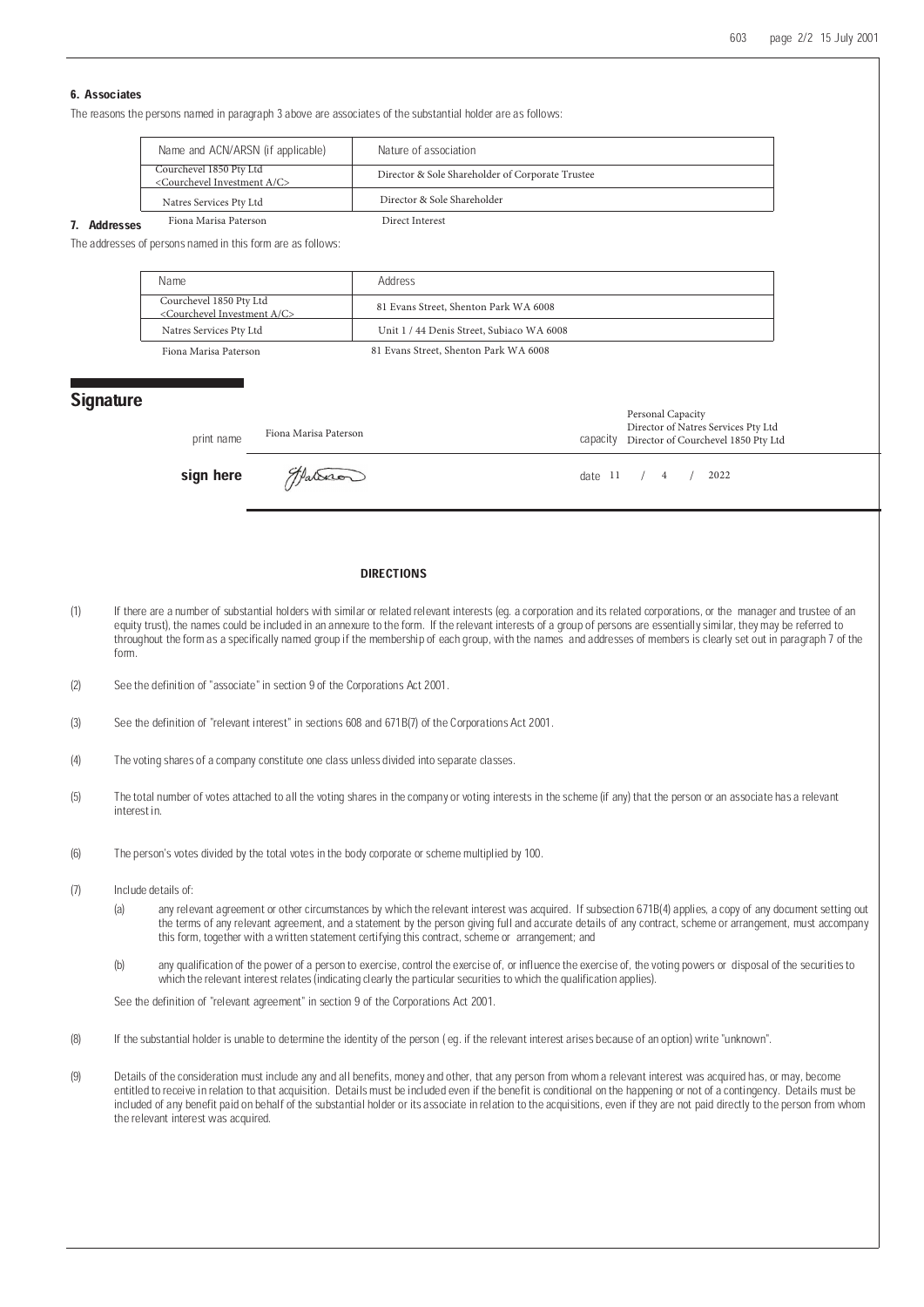### 6. Associates

The reasons the persons named in paragraph 3 above are associates of the substantial holder are as follows:

| Name and ACN/ARSN (if applicable) | Nature of association |
| --- | --- |
| Courchevel 1850 Pty Ltd <Courchevel Investment A/C> | Director & Sole Shareholder of Corporate Trustee |
| Natres Services Pty Ltd | Director & Sole Shareholder |
| Fiona Marisa Paterson | Direct Interest |

### 7. Addresses

The addresses of persons named in this form are as follows:

| Name | Address |
| --- | --- |
| Courchevel 1850 Pty Ltd <Courchevel Investment A/C> | 81 Evans Street, Shenton Park WA 6008 |
| Natres Services Pty Ltd | Unit 1 / 44 Denis Street, Subiaco WA 6008 |
| Fiona Marisa Paterson | 81 Evans Street, Shenton Park WA 6008 |

## Signature

print name Fiona Marisa Paterson

capacity Personal Capacity
Director of Natres Services Pty Ltd
Director of Courchevel 1850 Pty Ltd

**sign here** FPaterson

date 11 / 4 / 2022

### DIRECTIONS

(1) If there are a number of substantial holders with similar or related relevant interests (eg. a corporation and its related corporations, or the manager and trustee of an equity trust), the names could be included in an annexure to the form. If the relevant interests of a group of persons are essentially similar, they may be referred to throughout the form as a specifically named group if the membership of each group, with the names and addresses of members is clearly set out in paragraph 7 of the form.

(2) See the definition of "associate" in section 9 of the Corporations Act 2001.

(3) See the definition of "relevant interest" in sections 608 and 671B(7) of the Corporations Act 2001.

(4) The voting shares of a company constitute one class unless divided into separate classes.

(5) The total number of votes attached to all the voting shares in the company or voting interests in the scheme (if any) that the person or an associate has a relevant interest in.

(6) The person's votes divided by the total votes in the body corporate or scheme multiplied by 100.

(7) Include details of:

(a) any relevant agreement or other circumstances by which the relevant interest was acquired. If subsection 671B(4) applies, a copy of any document setting out the terms of any relevant agreement, and a statement by the person giving full and accurate details of any contract, scheme or arrangement, must accompany this form, together with a written statement certifying this contract, scheme or arrangement; and

(b) any qualification of the power of a person to exercise, control the exercise of, or influence the exercise of, the voting powers or disposal of the securities to which the relevant interest relates (indicating clearly the particular securities to which the qualification applies).

See the definition of "relevant agreement" in section 9 of the Corporations Act 2001.

(8) If the substantial holder is unable to determine the identity of the person ( eg. if the relevant interest arises because of an option) write "unknown".

(9) Details of the consideration must include any and all benefits, money and other, that any person from whom a relevant interest was acquired has, or may, become entitled to receive in relation to that acquisition. Details must be included even if the benefit is conditional on the happening or not of a contingency. Details must be included of any benefit paid on behalf of the substantial holder or its associate in relation to the acquisitions, even if they are not paid directly to the person from whom the relevant interest was acquired.